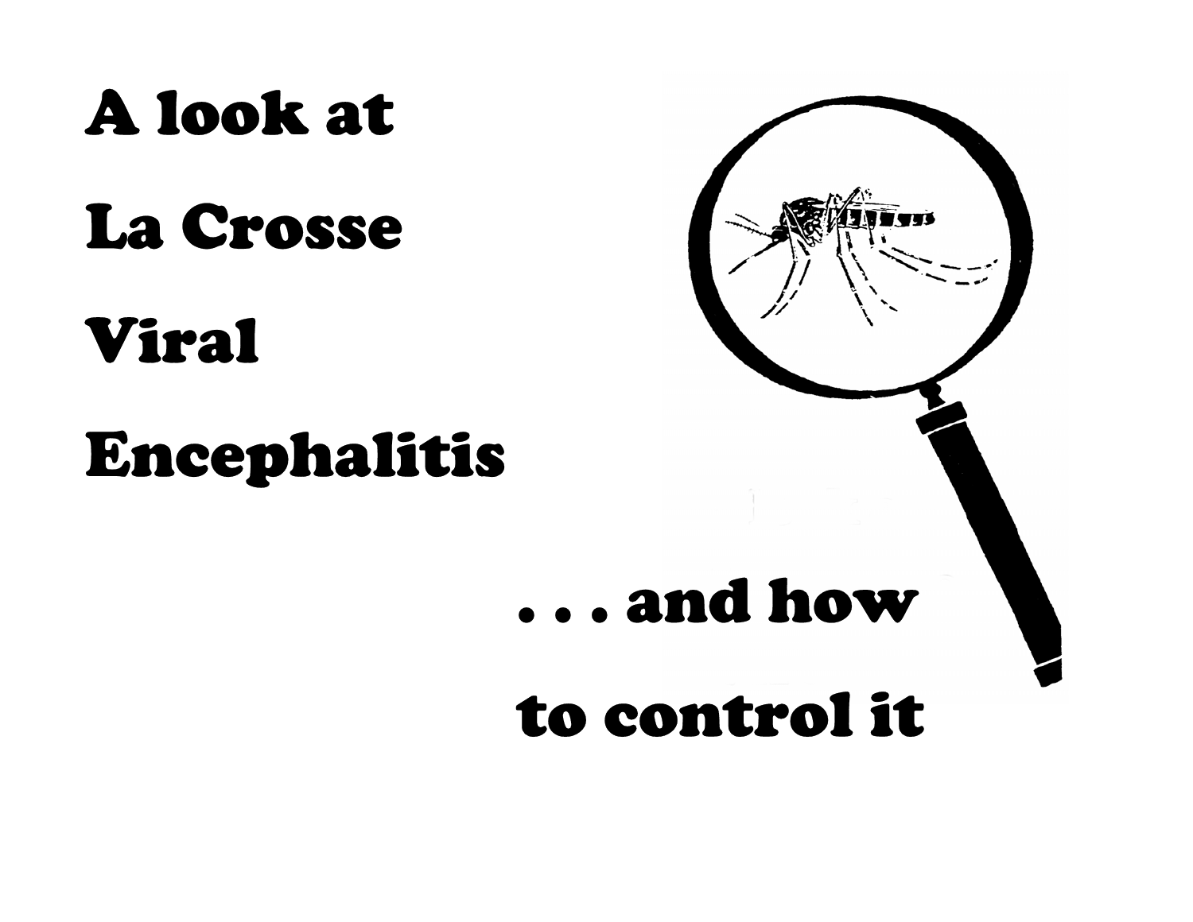# A look at La Crosse Viral Encephalitis

## . . . and how to control it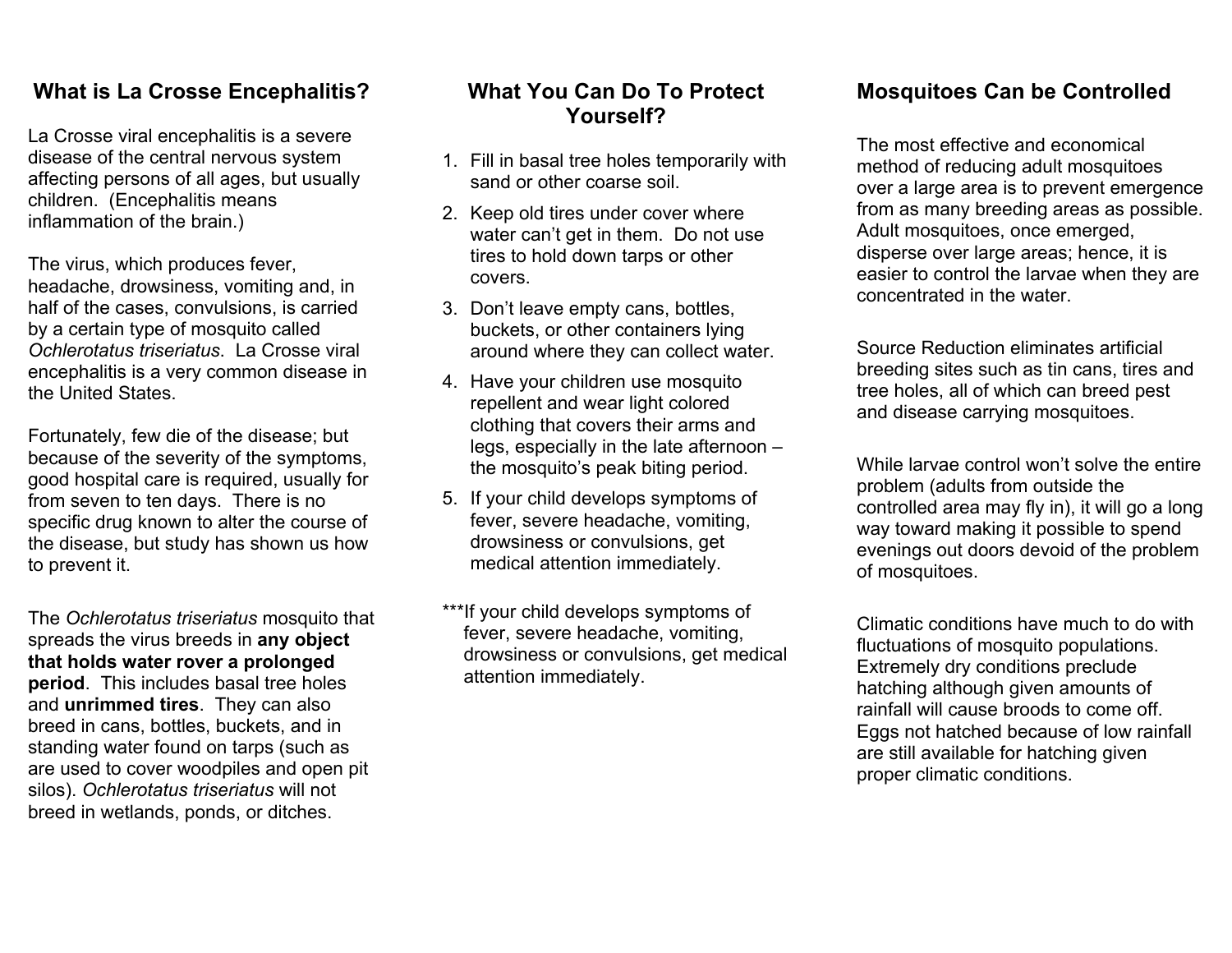## What is La Crosse Encephalitis?

La Crosse viral encephalitis is a severe disease of the central nervous system affecting persons of all ages, but usually children. (Encephalitis means inflammation of the brain.)

The virus, which produces fever, headache, drowsiness, vomiting and, in half of the cases, convulsions, is carried by a certain type of mosquito called *Ochlerotatus triseriatus*. La Crosse viral encephalitis is a very common disease in the United States.

Fortunately, few die of the disease; but because of the severity of the symptoms, good hospital care is required, usually for from seven to ten days. There is no specific drug known to alter the course of the disease, but study has shown us how to prevent it.

The *Ochlerotatus triseriatus* mosquito that spreads the virus breeds in **any object that holds water rover a prolonged period**. This includes basal tree holes and **unrimmed tires**. They can also breed in cans, bottles, buckets, and in standing water found on tarps (such as are used to cover woodpiles and open pit silos). *Ochlerotatus triseriatus* will not breed in wetlands, ponds, or ditches.

## What You Can Do To Protect Yourself?

1. Fill in basal tree holes temporarily with sand or other coarse soil.
2. Keep old tires under cover where water can't get in them. Do not use tires to hold down tarps or other covers.
3. Don't leave empty cans, bottles, buckets, or other containers lying around where they can collect water.
4. Have your children use mosquito repellent and wear light colored clothing that covers their arms and legs, especially in the late afternoon – the mosquito's peak biting period.
5. If your child develops symptoms of fever, severe headache, vomiting, drowsiness or convulsions, get medical attention immediately.

***If your child develops symptoms of fever, severe headache, vomiting, drowsiness or convulsions, get medical attention immediately.

## Mosquitoes Can be Controlled

The most effective and economical method of reducing adult mosquitoes over a large area is to prevent emergence from as many breeding areas as possible. Adult mosquitoes, once emerged, disperse over large areas; hence, it is easier to control the larvae when they are concentrated in the water.

Source Reduction eliminates artificial breeding sites such as tin cans, tires and tree holes, all of which can breed pest and disease carrying mosquitoes.

While larvae control won't solve the entire problem (adults from outside the controlled area may fly in), it will go a long way toward making it possible to spend evenings out doors devoid of the problem of mosquitoes.

Climatic conditions have much to do with fluctuations of mosquito populations. Extremely dry conditions preclude hatching although given amounts of rainfall will cause broods to come off. Eggs not hatched because of low rainfall are still available for hatching given proper climatic conditions.